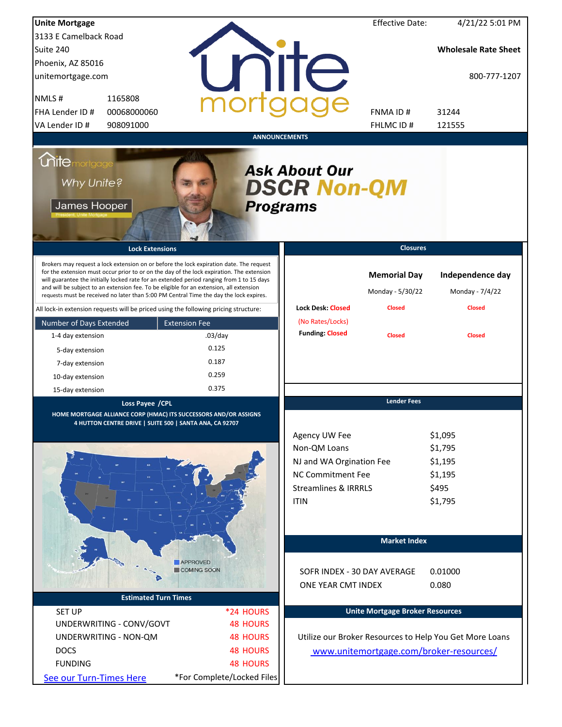**Unite Mortgage**
3133 E Camelback Road
Suite 240
Phoenix, AZ 85016
unitemortgage.com

Effective Date: 4/21/22 5:01 PM

**Wholesale Rate Sheet**

800-777-1207

| | |
|---|---|
| NMLS # | 1165808 |
| FHA Lender ID # | 00068000060 |
| VA Lender ID # | 908091000 |
| FNMA ID # | 31244 |
| FHLMC ID # | 121555 |

## ANNOUNCEMENTS

Why Unite?
James Hooper
President, Unite Mortgage

***Ask About Our DSCR Non-QM Programs***

## Lock Extensions

Brokers may request a lock extension on or before the lock expiration date. The request for the extension must occur prior to or on the day of the lock expiration. The extension will guarantee the initially locked rate for an extended period ranging from 1 to 15 days and will be subject to an extension fee. To be eligible for an extension, all extension requests must be received no later than 5:00 PM Central Time the day the lock expires.

All lock-in extension requests will be priced using the following pricing structure:

| Number of Days Extended | Extension Fee |
|---|---|
| 1-4 day extension | .03/day |
| 5-day extension | 0.125 |
| 7-day extension | 0.187 |
| 10-day extension | 0.259 |
| 15-day extension | 0.375 |

## Closures

| | Memorial Day | Independence day |
|---|---|---|
| | Monday - 5/30/22 | Monday - 7/4/22 |
| Lock Desk: Closed (No Rates/Locks) | Closed | Closed |
| Funding: Closed | Closed | Closed |

## Loss Payee /CPL

**HOME MORTGAGE ALLIANCE CORP (HMAC) ITS SUCCESSORS AND/OR ASSIGNS**
**4 HUTTON CENTRE DRIVE | SUITE 500 | SANTA ANA, CA 92707**

APPROVED
COMING SOON

## Lender Fees

| | |
|---|---|
| Agency UW Fee | $1,095 |
| Non-QM Loans | $1,795 |
| NJ and WA Orgination Fee | $1,195 |
| NC Commitment Fee | $1,195 |
| Streamlines & IRRRLS | $495 |
| ITIN | $1,795 |

## Market Index

| | |
|---|---|
| SOFR INDEX - 30 DAY AVERAGE | 0.01000 |
| ONE YEAR CMT INDEX | 0.080 |

## Estimated Turn Times

| | |
|---|---|
| SET UP | *24 HOURS |
| UNDERWRITING - CONV/GOVT | 48 HOURS |
| UNDERWRITING - NON-QM | 48 HOURS |
| DOCS | 48 HOURS |
| FUNDING | 48 HOURS |

See our Turn-Times Here

*For Complete/Locked Files

## Unite Mortgage Broker Resources

Utilize our Broker Resources to Help You Get More Loans
www.unitemortgage.com/broker-resources/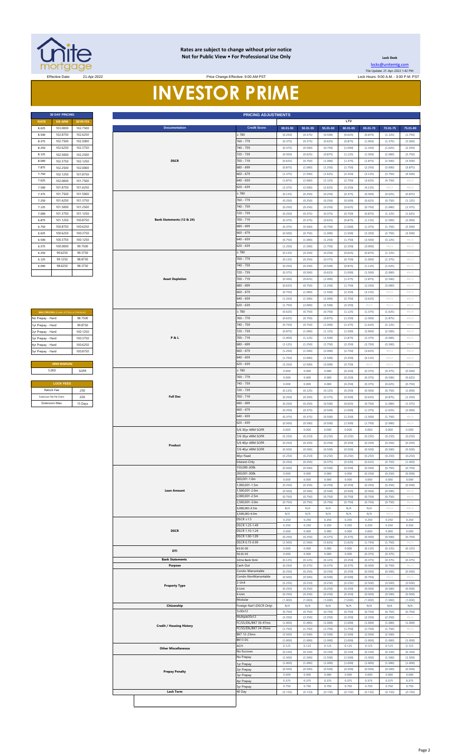**Rates are subject to change without prior notice**
**Not for Public View • For Professional Use Only**

**Lock Desk**
locks@unitemtg.com
File Update: 21-Apr-2022 1:42 PM
Lock Hours: 9:00 A.M. - 3:00 P.M. PST

Effective Date: 21-Apr-2022

Price Change Effective: 9:00 AM PST

# INVESTOR PRIME

| 30 DAY PRICING | | |
|---|---|---|
| RATE | 5/6 ARM | 30YR FIX |
| 8.625 | 103.0000 | 102.7500 |
| 8.500 | 102.8750 | 102.6250 |
| 8.375 | 102.7500 | 102.5000 |
| 8.250 | 102.6250 | 102.3750 |
| 8.125 | 102.5000 | 102.2500 |
| 8.000 | 102.3750 | 102.1250 |
| 7.875 | 102.2500 | 102.0000 |
| 7.750 | 102.1250 | 101.8750 |
| 7.625 | 102.0000 | 101.7500 |
| 7.500 | 101.8750 | 101.6250 |
| 7.375 | 101.7500 | 101.5000 |
| 7.250 | 101.6250 | 101.3750 |
| 7.125 | 101.5000 | 101.2500 |
| 7.000 | 101.3750 | 101.1250 |
| 6.875 | 101.1250 | 100.8750 |
| 6.750 | 100.8750 | 100.6250 |
| 6.625 | 100.6250 | 100.3750 |
| 6.500 | 100.3750 | 100.1250 |
| 6.375 | 100.0000 | 99.7500 |
| 6.250 | 99.6250 | 99.3750 |
| 6.125 | 99.1250 | 98.8750 |
| 6.000 | 98.6250 | 98.3750 |

| MAX PRICING (Lower of Price or Premium) | |
|---|---|
| No Prepay - Hard | 98.7500 |
| 1yr Prepay - Hard | 99.8750 |
| 2yr Prepay - Hard | 100.1250 |
| 3yr Prepay - Hard | 100.3750 |
| 4yr Prepay - Hard | 100.6250 |
| 5yr Prepay - Hard | 100.8750 |

| ARM MARGIN | |
|---|---|
| 5.000 | SOFR |

| LOCK FEES | |
|---|---|
| Relock Fee: | .250 |
| Extension Fee Per Diem: | .030 |
| Extension Max: | 15 Days |

| PRICING ADJUSTMENTS | | | | | | | | |
|---|---|---|---|---|---|---|---|---|
| | | LTV | | | | | | |
| Documentation | Credit Score | 00.01-50 | 50.01-55 | 55.01-60 | 60.01-65 | 65.01-70 | 70.01-75 | 75.01-80 |
| DSCR | ≥ 780 | (0.250) | (0.375) | (0.500) | (0.625) | (0.875) | (1.125) | (1.750) |
| | 760 - 779 | (0.375) | (0.375) | (0.625) | (0.875) | (1.000) | (1.375) | (2.000) |
| | 740 - 759 | (0.375) | (0.500) | (0.750) | (1.000) | (1.250) | (1.625) | (2.250) |
| | 720 - 739 | (0.500) | (0.625) | (0.875) | (1.125) | (1.500) | (2.000) | (2.750) |
| | 700 - 719 | (0.625) | (0.750) | (1.000) | (1.375) | (1.875) | (2.500) | (3.500) |
| | 680 - 699 | (0.875) | (1.000) | (1.250) | (1.750) | (2.250) | (3.000) | (3.875) |
| | 660 - 679 | (1.375) | (1.500) | (1.625) | (2.250) | (3.125) | (3.750) | (4.500) |
| | 640 - 659 | (1.875) | (2.000) | (2.125) | (2.750) | (3.625) | (4.750) | #N/A |
| | 620 - 639 | (2.375) | (2.500) | (2.625) | (3.250) | (4.125) | #N/A | #N/A |
| Bank Statements (12 & 24) | ≥ 780 | (0.125) | (0.250) | (0.250) | (0.375) | (0.500) | (0.625) | (0.875) |
| | 760 - 779 | (0.250) | (0.250) | (0.250) | (0.500) | (0.625) | (0.750) | (1.125) |
| | 740 - 759 | (0.250) | (0.250) | (0.250) | (0.625) | (0.750) | (1.000) | (1.375) |
| | 720 - 739 | (0.250) | (0.375) | (0.375) | (0.750) | (0.875) | (1.125) | (1.625) |
| | 700 - 719 | (0.375) | (0.375) | (0.625) | (0.875) | (1.125) | (1.500) | (2.000) |
| | 680 - 699 | (0.375) | (0.500) | (0.750) | (1.000) | (1.375) | (1.750) | (2.500) |
| | 660 - 679 | (0.500) | (0.750) | (1.000) | (1.500) | (2.250) | (2.750) | (3.500) |
| | 640 - 659 | (0.750) | (1.000) | (1.250) | (1.750) | (2.500) | (3.125) | #N/A |
| | 620 - 639 | (1.250) | (1.500) | (1.750) | (2.250) | (3.000) | #N/A | #N/A |
| Asset Depletion | ≥ 780 | (0.125) | (0.250) | (0.250) | (0.625) | (0.875) | (1.125) | #N/A |
| | 760 - 779 | (0.125) | (0.250) | (0.375) | (0.750) | (1.000) | (1.375) | #N/A |
| | 740 - 759 | (0.250) | (0.250) | (0.500) | (0.875) | (1.125) | (1.625) | #N/A |
| | 720 - 739 | (0.375) | (0.500) | (0.625) | (1.000) | (1.500) | (2.000) | #N/A |
| | 700 - 719 | (0.500) | (0.625) | (1.000) | (1.375) | (1.875) | (2.500) | #N/A |
| | 680 - 699 | (0.625) | (0.750) | (1.250) | (1.750) | (2.250) | (3.000) | #N/A |
| | 660 - 679 | (0.750) | (1.000) | (1.500) | (2.250) | (3.125) | #N/A | #N/A |
| | 640 - 659 | (1.250) | (1.500) | (2.000) | (2.750) | (3.625) | #N/A | #N/A |
| | 620 - 639 | (1.750) | (2.000) | (2.500) | (3.250) | #N/A | #N/A | #N/A |
| P & L | ≥ 780 | (0.625) | (0.750) | (0.750) | (1.125) | (1.375) | (1.625) | #N/A |
| | 760 - 779 | (0.625) | (0.750) | (0.875) | (1.250) | (1.500) | (1.875) | #N/A |
| | 740 - 759 | (0.750) | (0.750) | (1.000) | (1.375) | (1.625) | (2.125) | #N/A |
| | 720 - 739 | (0.875) | (1.000) | (1.125) | (1.500) | (2.000) | (2.500) | #N/A |
| | 700 - 719 | (1.000) | (1.125) | (1.500) | (1.875) | (2.375) | (3.000) | #N/A |
| | 680 - 699 | (1.125) | (1.250) | (1.750) | (2.250) | (2.750) | (3.500) | #N/A |
| | 660 - 679 | (1.250) | (1.500) | (2.000) | (2.750) | (3.625) | #N/A | #N/A |
| | 640 - 659 | (1.750) | (2.000) | (2.500) | (3.250) | (4.125) | #N/A | #N/A |
| | 620 - 639 | (2.250) | (2.500) | (3.000) | (3.750) | #N/A | #N/A | #N/A |
| Full Doc | ≥ 780 | 0.000 | 0.000 | 0.000 | (0.250) | (0.375) | (0.375) | (0.500) |
| | 760 - 779 | 0.000 | 0.000 | 0.000 | (0.250) | (0.375) | (0.500) | (0.625) |
| | 740 - 759 | 0.000 | 0.000 | 0.000 | (0.250) | (0.375) | (0.625) | (0.750) |
| | 720 - 739 | (0.125) | (0.125) | (0.125) | (0.250) | (0.500) | (0.750) | (1.000) |
| | 700 - 719 | (0.250) | (0.250) | (0.375) | (0.500) | (0.625) | (0.875) | (1.250) |
| | 680 - 699 | (0.250) | (0.250) | (0.500) | (0.625) | (0.750) | (1.000) | (1.375) |
| | 660 - 679 | (0.250) | (0.375) | (0.500) | (1.000) | (1.375) | (1.625) | (2.000) |
| | 640 - 659 | (0.375) | (0.375) | (0.500) | (1.250) | (1.500) | (1.750) | #N/A |
| | 620 - 639 | (0.500) | (0.500) | (0.500) | (1.500) | (1.750) | (2.000) | #N/A |
| Product | 5/6 30yr ARM SOFR | 0.000 | 0.000 | 0.000 | 0.000 | 0.000 | 0.000 | 0.000 |
| | 7/6 30yr ARM SOFR | (0.250) | (0.250) | (0.250) | (0.250) | (0.250) | (0.250) | (0.250) |
| | 5/6 40yr ARM SOFR | (0.250) | (0.250) | (0.250) | (0.250) | (0.250) | (0.250) | (0.250) |
| | 7/6 40yr ARM SOFR | (0.500) | (0.500) | (0.500) | (0.500) | (0.500) | (0.500) | (0.500) |
| | 40yr Fixed | (0.250) | (0.250) | (0.250) | (0.250) | (0.250) | (0.250) | (0.250) |
| | Interest-Only | (0.250) | (0.250) | (0.375) | (0.500) | (0.625) | (0.750) | (1.000) |
| Loan Amount | 150,000-200k | (0.500) | (0.500) | (0.500) | (0.500) | (0.500) | (0.750) | (0.750) |
| | 200,001-300k | 0.000 | 0.000 | 0.000 | 0.000 | (0.250) | (0.250) | (0.500) |
| | 300,001-1.0m | 0.000 | 0.000 | 0.000 | 0.000 | 0.000 | 0.000 | 0.000 |
| | 1,000,001-1.5m | (0.250) | (0.250) | (0.250) | (0.250) | (0.250) | (0.250) | (0.500) |
| | 1,500,001-2.0m | (0.500) | (0.500) | (0.500) | (0.500) | (0.500) | (0.500) | #N/A |
| | 2,000,001-2.5m | (0.750) | (0.750) | (0.750) | (0.750) | (0.750) | (0.750) | #N/A |
| | 2,500,001-3.0m | (0.750) | (0.750) | (0.750) | (0.750) | (0.750) | (0.750) | #N/A |
| | 3,000,001-3.5m | N/A | N/A | N/A | N/A | N/A | #N/A | #N/A |
| | 3,500,001-4.0m | N/A | N/A | N/A | N/A | N/A | #N/A | #N/A |
| DSCR | DSCR ≥1.5 | 0.250 | 0.250 | 0.250 | 0.250 | 0.250 | 0.250 | 0.250 |
| | DSCR 1.25-1.49 | 0.250 | 0.250 | 0.250 | 0.250 | 0.250 | 0.250 | 0.250 |
| | DSCR 1.10-1.24 | 0.000 | 0.000 | 0.000 | 0.000 | 0.000 | 0.000 | 0.000 |
| | DSCR 1.00-1.09 | (0.250) | (0.250) | (0.375) | (0.375) | (0.500) | (0.500) | (0.750) |
| | DSCR 0.75-0.99 | (1.500) | (1.500) | (1.625) | (1.625) | (1.750) | (1.750) | #N/A |
| DTI | 43.01-50 | 0.000 | 0.000 | 0.000 | 0.000 | (0.125) | (0.125) | (0.125) |
| | 50.01-55 | 0.000 | 0.000 | 0.000 | 0.000 | (0.375) | (0.375) | #N/A |
| Bank Statements | 12mo Bank Stmt | (0.125) | (0.125) | (0.125) | (0.250) | (0.375) | (0.375) | (0.375) |
| Purpose | Cash-Out | (0.250) | (0.375) | (0.375) | (0.375) | (0.500) | (0.750) | #N/A |
| Property Type | Condo-Warrantable | (0.250) | (0.250) | (0.250) | (0.250) | (0.500) | (0.500) | (0.500) |
| | Condo-NonWarrantable | (0.500) | (0.500) | (0.500) | (0.500) | (0.750) | #N/A | #N/A |
| | 2-Unit | (0.250) | (0.250) | (0.250) | (0.250) | (0.500) | (0.500) | (0.500) |
| | 3-Unit | (0.250) | (0.250) | (0.250) | (0.250) | (0.500) | (0.500) | (0.500) |
| | 4-Unit | (0.250) | (0.250) | (0.250) | (0.250) | (0.500) | (0.500) | (0.500) |
| | Modular | (1.000) | (1.000) | (1.000) | (1.000) | (1.000) | (1.000) | (1.000) |
| Citizenship | Foreign Nat'l (DSCR Only) | N/A | N/A | N/A | N/A | N/A | N/A | N/A |
| Credit / Housing History | 1x30x12 | (0.750) | (0.750) | (0.750) | (0.750) | (0.750) | (0.750) | (0.750) |
| | Multiple30x12 | (2.250) | (2.250) | (2.250) | (2.250) | (2.250) | (2.250) | #N/A |
| | FC/SS/DIL/BK7 36-47mo | (1.000) | (1.000) | (1.000) | (1.000) | (1.000) | (1.000) | (1.000) |
| | FC/SS/DIL/BK7 24-35mo | (1.750) | (1.750) | (1.750) | (1.750) | (1.750) | (1.750) | #N/A |
| | BK7 12-23mo | (2.500) | (2.500) | (2.500) | (2.500) | (2.500) | (2.500) | #N/A |
| | BK13 DC | (1.000) | (1.000) | (1.000) | (1.000) | (1.000) | (1.000) | (1.000) |
| Other Miscellaneous | ACH | 0.125 | 0.125 | 0.125 | 0.125 | 0.125 | 0.125 | 0.125 |
| | No Escrows | (0.150) | (0.150) | (0.150) | (0.150) | (0.150) | (0.150) | (0.150) |
| Prepay Penalty | No Prepay | (1.500) | (1.500) | (1.500) | (1.500) | (1.500) | (1.500) | (1.500) |
| | 1yr Prepay | (1.000) | (1.000) | (1.000) | (1.000) | (1.000) | (1.000) | (1.000) |
| | 2yr Prepay | (0.500) | (0.500) | (0.500) | (0.500) | (0.500) | (0.500) | (0.500) |
| | 3yr Prepay | 0.000 | 0.000 | 0.000 | 0.000 | 0.000 | 0.000 | 0.000 |
| | 4yr Prepay | 0.375 | 0.375 | 0.375 | 0.375 | 0.375 | 0.375 | 0.375 |
| | 5yr Prepay | 0.750 | 0.750 | 0.750 | 0.750 | 0.750 | 0.750 | 0.750 |
| Lock Term | 40 Day | (0.150) | (0.150) | (0.150) | (0.150) | (0.150) | (0.150) | (0.150) |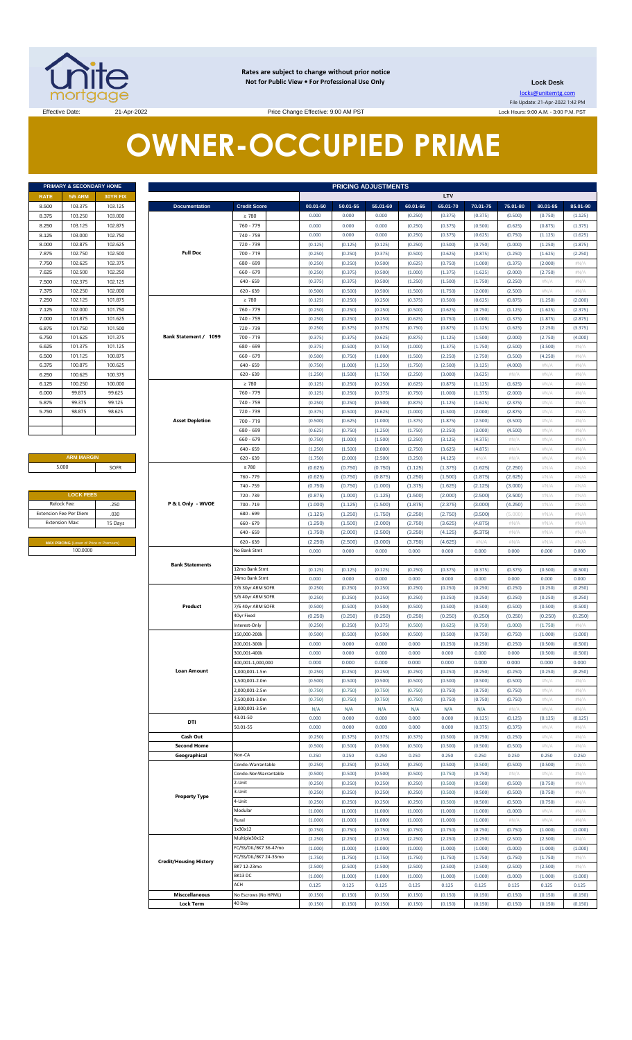Rates are subject to change without prior notice
Not for Public View • For Professional Use Only

**Lock Desk**
locks@unitemtg.com
File Update: 21-Apr-2022 1:42 PM
Lock Hours: 9:00 A.M. - 3:00 P.M. PST

Effective Date: 21-Apr-2022 | Price Change Effective: 9:00 AM PST

# OWNER-OCCUPIED PRIME

| PRIMARY & SECONDARY HOME | | |
|---|---|---|
| RATE | 5/6 ARM | 30YR FIX |
| 8.500 | 103.375 | 103.125 |
| 8.375 | 103.250 | 103.000 |
| 8.250 | 103.125 | 102.875 |
| 8.125 | 103.000 | 102.750 |
| 8.000 | 102.875 | 102.625 |
| 7.875 | 102.750 | 102.500 |
| 7.750 | 102.625 | 102.375 |
| 7.625 | 102.500 | 102.250 |
| 7.500 | 102.375 | 102.125 |
| 7.375 | 102.250 | 102.000 |
| 7.250 | 102.125 | 101.875 |
| 7.125 | 102.000 | 101.750 |
| 7.000 | 101.875 | 101.625 |
| 6.875 | 101.750 | 101.500 |
| 6.750 | 101.625 | 101.375 |
| 6.625 | 101.375 | 101.125 |
| 6.500 | 101.125 | 100.875 |
| 6.375 | 100.875 | 100.625 |
| 6.250 | 100.625 | 100.375 |
| 6.125 | 100.250 | 100.000 |
| 6.000 | 99.875 | 99.625 |
| 5.875 | 99.375 | 99.125 |
| 5.750 | 98.875 | 98.625 |

| ARM MARGIN | |
|---|---|
| 5.000 | SOFR |

| LOCK FEES | |
|---|---|
| Relock Fee: | .250 |
| Extension Fee Per Diem | .030 |
| Extension Max: | 15 Days |

| MAX PRICING (Lower of Price or Premium) |
|---|
| 100.0000 |

| PRICING ADJUSTMENTS | | | | | | | | | | |
|---|---|---|---|---|---|---|---|---|---|---|
| | | LTV | | | | | | | | |
| Documentation | Credit Score | 00.01-50 | 50.01-55 | 55.01-60 | 60.01-65 | 65.01-70 | 70.01-75 | 75.01-80 | 80.01-85 | 85.01-90 |
| Full Doc | ≥ 780 | 0.000 | 0.000 | 0.000 | (0.250) | (0.375) | (0.375) | (0.500) | (0.750) | (1.125) |
| | 760 - 779 | 0.000 | 0.000 | 0.000 | (0.250) | (0.375) | (0.500) | (0.625) | (0.875) | (1.375) |
| | 740 - 759 | 0.000 | 0.000 | 0.000 | (0.250) | (0.375) | (0.625) | (0.750) | (1.125) | (1.625) |
| | 720 - 739 | (0.125) | (0.125) | (0.125) | (0.250) | (0.500) | (0.750) | (1.000) | (1.250) | (1.875) |
| | 700 - 719 | (0.250) | (0.250) | (0.375) | (0.500) | (0.625) | (0.875) | (1.250) | (1.625) | (2.250) |
| | 680 - 699 | (0.250) | (0.250) | (0.500) | (0.625) | (0.750) | (1.000) | (1.375) | (2.000) | #N/A |
| | 660 - 679 | (0.250) | (0.375) | (0.500) | (1.000) | (1.375) | (1.625) | (2.000) | (2.750) | #N/A |
| | 640 - 659 | (0.375) | (0.375) | (0.500) | (1.250) | (1.500) | (1.750) | (2.250) | #N/A | #N/A |
| | 620 - 639 | (0.500) | (0.500) | (0.500) | (1.500) | (1.750) | (2.000) | (2.500) | #N/A | #N/A |
| Bank Statement / 1099 | ≥ 780 | (0.125) | (0.250) | (0.250) | (0.375) | (0.500) | (0.625) | (0.875) | (1.250) | (2.000) |
| | 760 - 779 | (0.250) | (0.250) | (0.250) | (0.500) | (0.625) | (0.750) | (1.125) | (1.625) | (2.375) |
| | 740 - 759 | (0.250) | (0.250) | (0.250) | (0.625) | (0.750) | (1.000) | (1.375) | (1.875) | (2.875) |
| | 720 - 739 | (0.250) | (0.375) | (0.375) | (0.750) | (0.875) | (1.125) | (1.625) | (2.250) | (3.375) |
| | 700 - 719 | (0.375) | (0.375) | (0.625) | (0.875) | (1.125) | (1.500) | (2.000) | (2.750) | (4.000) |
| | 680 - 699 | (0.375) | (0.500) | (0.750) | (1.000) | (1.375) | (1.750) | (2.500) | (3.500) | #N/A |
| | 660 - 679 | (0.500) | (0.750) | (1.000) | (1.500) | (2.250) | (2.750) | (3.500) | (4.250) | #N/A |
| | 640 - 659 | (0.750) | (1.000) | (1.250) | (1.750) | (2.500) | (3.125) | (4.000) | #N/A | #N/A |
| | 620 - 639 | (1.250) | (1.500) | (1.750) | (2.250) | (3.000) | (3.625) | #N/A | #N/A | #N/A |
| Asset Depletion | ≥ 780 | (0.125) | (0.250) | (0.250) | (0.625) | (0.875) | (1.125) | (1.625) | #N/A | #N/A |
| | 760 - 779 | (0.125) | (0.250) | (0.375) | (0.750) | (1.000) | (1.375) | (2.000) | #N/A | #N/A |
| | 740 - 759 | (0.250) | (0.250) | (0.500) | (0.875) | (1.125) | (1.625) | (2.375) | #N/A | #N/A |
| | 720 - 739 | (0.375) | (0.500) | (0.625) | (1.000) | (1.500) | (2.000) | (2.875) | #N/A | #N/A |
| | 700 - 719 | (0.500) | (0.625) | (1.000) | (1.375) | (1.875) | (2.500) | (3.500) | #N/A | #N/A |
| | 680 - 699 | (0.625) | (0.750) | (1.250) | (1.750) | (2.250) | (3.000) | (4.500) | #N/A | #N/A |
| | 660 - 679 | (0.750) | (1.000) | (1.500) | (2.250) | (3.125) | (4.375) | #N/A | #N/A | #N/A |
| | 640 - 659 | (1.250) | (1.500) | (2.000) | (2.750) | (3.625) | (4.875) | #N/A | #N/A | #N/A |
| | 620 - 639 | (1.750) | (2.000) | (2.500) | (3.250) | (4.125) | #N/A | #N/A | #N/A | #N/A |
| P & L Only - WVOE | ≥ 780 | (0.625) | (0.750) | (0.750) | (1.125) | (1.375) | (1.625) | (2.250) | #N/A | #N/A |
| | 760 - 779 | (0.625) | (0.750) | (0.875) | (1.250) | (1.500) | (1.875) | (2.625) | #N/A | #N/A |
| | 740 - 759 | (0.750) | (0.750) | (1.000) | (1.375) | (1.625) | (2.125) | (3.000) | #N/A | #N/A |
| | 720 - 739 | (0.875) | (1.000) | (1.125) | (1.500) | (2.000) | (2.500) | (3.500) | #N/A | #N/A |
| | 700 - 719 | (1.000) | (1.125) | (1.500) | (1.875) | (2.375) | (3.000) | (4.250) | #N/A | #N/A |
| | 680 - 699 | (1.125) | (1.250) | (1.750) | (2.250) | (2.750) | (3.500) | (5.000) | #N/A | #N/A |
| | 660 - 679 | (1.250) | (1.500) | (2.000) | (2.750) | (3.625) | (4.875) | #N/A | #N/A | #N/A |
| | 640 - 659 | (1.750) | (2.000) | (2.500) | (3.250) | (4.125) | (5.375) | #N/A | #N/A | #N/A |
| | 620 - 639 | (2.250) | (2.500) | (3.000) | (3.750) | (4.625) | #N/A | #N/A | #N/A | #N/A |
| Bank Statements | No Bank Stmt | 0.000 | 0.000 | 0.000 | 0.000 | 0.000 | 0.000 | 0.000 | 0.000 | 0.000 |
| | 12mo Bank Stmt | (0.125) | (0.125) | (0.125) | (0.250) | (0.375) | (0.375) | (0.375) | (0.500) | (0.500) |
| | 24mo Bank Stmt | 0.000 | 0.000 | 0.000 | 0.000 | 0.000 | 0.000 | 0.000 | 0.000 | 0.000 |
| Product | 7/6 30yr ARM SOFR | (0.250) | (0.250) | (0.250) | (0.250) | (0.250) | (0.250) | (0.250) | (0.250) | (0.250) |
| | 5/6 40yr ARM SOFR | (0.250) | (0.250) | (0.250) | (0.250) | (0.250) | (0.250) | (0.250) | (0.250) | (0.250) |
| | 7/6 40yr ARM SOFR | (0.500) | (0.500) | (0.500) | (0.500) | (0.500) | (0.500) | (0.500) | (0.500) | (0.500) |
| | 40yr Fixed | (0.250) | (0.250) | (0.250) | (0.250) | (0.250) | (0.250) | (0.250) | (0.250) | (0.250) |
| | Interest-Only | (0.250) | (0.250) | (0.375) | (0.500) | (0.625) | (0.750) | (1.000) | (1.750) | #N/A |
| Loan Amount | 150,000-200k | (0.500) | (0.500) | (0.500) | (0.500) | (0.500) | (0.750) | (0.750) | (1.000) | (1.000) |
| | 200,001-300k | 0.000 | 0.000 | 0.000 | 0.000 | (0.250) | (0.250) | (0.250) | (0.500) | (0.500) |
| | 300,001-400k | 0.000 | 0.000 | 0.000 | 0.000 | 0.000 | 0.000 | 0.000 | (0.500) | (0.500) |
| | 400,001-1,000,000 | 0.000 | 0.000 | 0.000 | 0.000 | 0.000 | 0.000 | 0.000 | 0.000 | 0.000 |
| | 1,000,001-1.5m | (0.250) | (0.250) | (0.250) | (0.250) | (0.250) | (0.250) | (0.250) | (0.250) | (0.250) |
| | 1,500,001-2.0m | (0.500) | (0.500) | (0.500) | (0.500) | (0.500) | (0.500) | (0.500) | #N/A | #N/A |
| | 2,000,001-2.5m | (0.750) | (0.750) | (0.750) | (0.750) | (0.750) | (0.750) | (0.750) | #N/A | #N/A |
| | 2,500,001-3.0m | (0.750) | (0.750) | (0.750) | (0.750) | (0.750) | (0.750) | (0.750) | #N/A | #N/A |
| | 3,000,001-3.5m | N/A | N/A | N/A | N/A | N/A | N/A | #N/A | #N/A | #N/A |
| DTI | 43.01-50 | 0.000 | 0.000 | 0.000 | 0.000 | 0.000 | (0.125) | (0.125) | (0.125) | (0.125) |
| | 50.01-55 | 0.000 | 0.000 | 0.000 | 0.000 | 0.000 | (0.375) | (0.375) | #N/A | #N/A |
| Cash Out | | (0.250) | (0.375) | (0.375) | (0.375) | (0.500) | (0.750) | (1.250) | #N/A | #N/A |
| Second Home | | (0.500) | (0.500) | (0.500) | (0.500) | (0.500) | (0.500) | (0.500) | #N/A | #N/A |
| Geographical | Non-CA | 0.250 | 0.250 | 0.250 | 0.250 | 0.250 | 0.250 | 0.250 | 0.250 | 0.250 |
| Property Type | Condo-Warrantable | (0.250) | (0.250) | (0.250) | (0.250) | (0.500) | (0.500) | (0.500) | (0.500) | #N/A |
| | Condo-NonWarrantable | (0.500) | (0.500) | (0.500) | (0.500) | (0.750) | (0.750) | #N/A | #N/A | #N/A |
| | 2-Unit | (0.250) | (0.250) | (0.250) | (0.250) | (0.500) | (0.500) | (0.500) | (0.750) | #N/A |
| | 3-Unit | (0.250) | (0.250) | (0.250) | (0.250) | (0.500) | (0.500) | (0.500) | (0.750) | #N/A |
| | 4-Unit | (0.250) | (0.250) | (0.250) | (0.250) | (0.500) | (0.500) | (0.500) | (0.750) | #N/A |
| | Modular | (1.000) | (1.000) | (1.000) | (1.000) | (1.000) | (1.000) | (1.000) | #N/A | #N/A |
| | Rural | (1.000) | (1.000) | (1.000) | (1.000) | (1.000) | (1.000) | #N/A | #N/A | #N/A |
| Credit/Housing History | 1x30x12 | (0.750) | (0.750) | (0.750) | (0.750) | (0.750) | (0.750) | (0.750) | (1.000) | (1.000) |
| | Multiple30x12 | (2.250) | (2.250) | (2.250) | (2.250) | (2.250) | (2.250) | (2.500) | (2.500) | #N/A |
| | FC/SS/DIL/BK7 36-47mo | (1.000) | (1.000) | (1.000) | (1.000) | (1.000) | (1.000) | (1.000) | (1.000) | (1.000) |
| | FC/SS/DIL/BK7 24-35mo | (1.750) | (1.750) | (1.750) | (1.750) | (1.750) | (1.750) | (1.750) | (1.750) | #N/A |
| | BK7 12-23mo | (2.500) | (2.500) | (2.500) | (2.500) | (2.500) | (2.500) | (2.500) | (2.500) | #N/A |
| | BK13 DC | (1.000) | (1.000) | (1.000) | (1.000) | (1.000) | (1.000) | (1.000) | (1.000) | (1.000) |
| | ACH | 0.125 | 0.125 | 0.125 | 0.125 | 0.125 | 0.125 | 0.125 | 0.125 | 0.125 |
| Misccellaneous | No Escrows (No HPML) | (0.150) | (0.150) | (0.150) | (0.150) | (0.150) | (0.150) | (0.150) | (0.150) | (0.150) |
| Lock Term | 40 Day | (0.150) | (0.150) | (0.150) | (0.150) | (0.150) | (0.150) | (0.150) | (0.150) | (0.150) |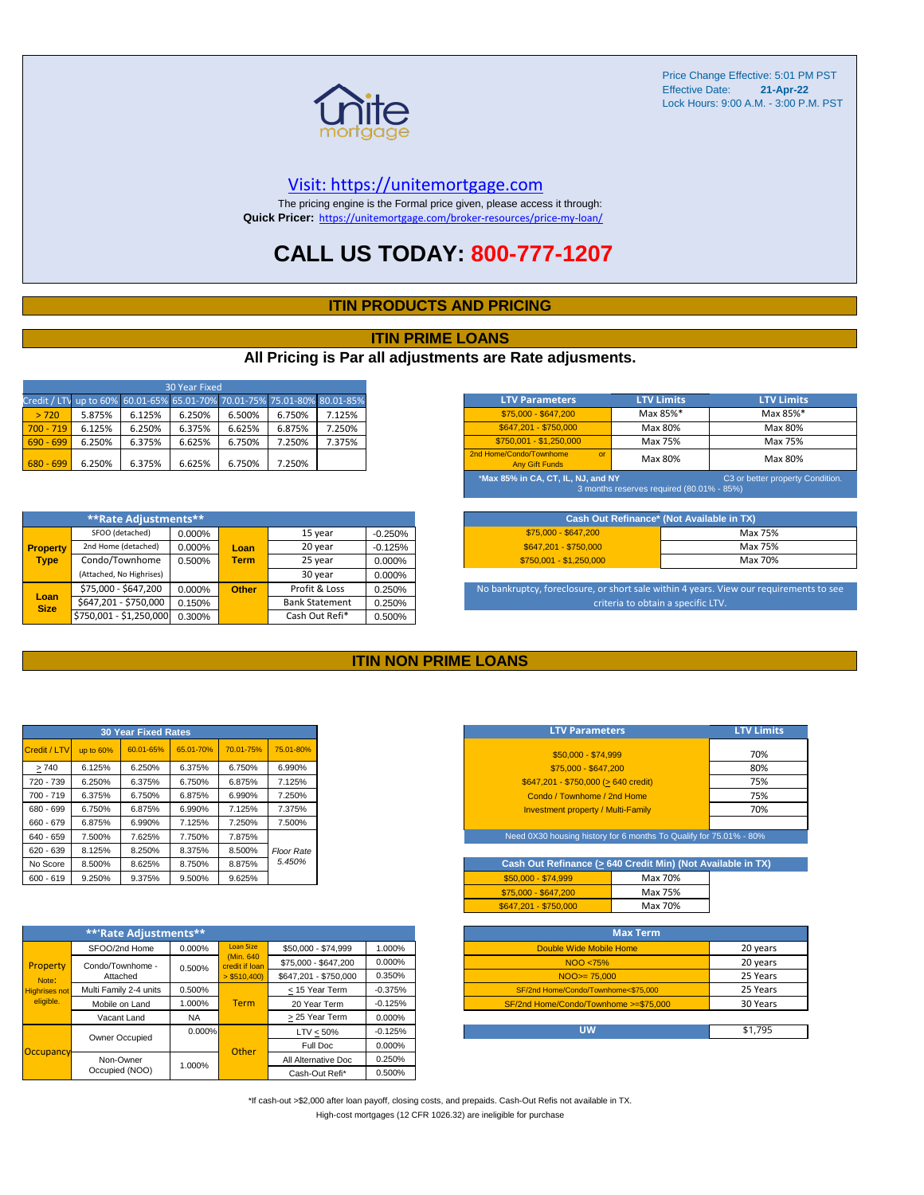Price Change Effective: 5:01 PM PST
Effective Date: **21-Apr-22**
Lock Hours: 9:00 A.M. - 3:00 P.M. PST

unite mortgage

Visit: https://unitemortgage.com

The pricing engine is the Formal price given, please access it through:
**Quick Pricer:** https://unitemortgage.com/broker-resources/price-my-loan/

# CALL US TODAY: 800-777-1207

## ITIN PRODUCTS AND PRICING

## ITIN PRIME LOANS

### All Pricing is Par all adjustments are Rate adjusments.

| 30 Year Fixed | | | | | | |
|---|---|---|---|---|---|---|
| Credit / LTV | up to 60% | 60.01-65% | 65.01-70% | 70.01-75% | 75.01-80% | 80.01-85% |
| > 720 | 5.875% | 6.125% | 6.250% | 6.500% | 6.750% | 7.125% |
| 700 - 719 | 6.125% | 6.250% | 6.375% | 6.625% | 6.875% | 7.250% |
| 690 - 699 | 6.250% | 6.375% | 6.625% | 6.750% | 7.250% | 7.375% |
| 680 - 699 | 6.250% | 6.375% | 6.625% | 6.750% | 7.250% | |

| LTV Parameters | LTV Limits | LTV Limits |
|---|---|---|
| $75,000 - $647,200 | Max 85%* | Max 85%* |
| $647,201 - $750,000 | Max 80% | Max 80% |
| $750,001 - $1,250,000 | Max 75% | Max 75% |
| 2nd Home/Condo/Townhome or Any Gift Funds | Max 80% | Max 80% |

*Max 85% in CA, CT, IL, NJ, and NY — C3 or better property Condition. 3 months reserves required (80.01% - 85%)

| **Rate Adjustments** | | | | | |
|---|---|---|---|---|---|
| Property Type | SFOO (detached) | 0.000% | Loan Term | 15 year | -0.250% |
| | 2nd Home (detached) | 0.000% | | 20 year | -0.125% |
| | Condo/Townhome | 0.500% | | 25 year | 0.000% |
| | (Attached, No Highrises) | | | 30 year | 0.000% |
| Loan Size | $75,000 - $647,200 | 0.000% | Other | Profit & Loss | 0.250% |
| | $647,201 - $750,000 | 0.150% | | Bank Statement | 0.250% |
| | $750,001 - $1,250,000 | 0.300% | | Cash Out Refi* | 0.500% |

| Cash Out Refinance* (Not Available in TX) | |
|---|---|
| $75,000 - $647,200 | Max 75% |
| $647,201 - $750,000 | Max 75% |
| $750,001 - $1,250,000 | Max 70% |

No bankruptcy, foreclosure, or short sale within 4 years. View our requirements to see criteria to obtain a specific LTV.

## ITIN NON PRIME LOANS

| 30 Year Fixed Rates | | | | | |
|---|---|---|---|---|---|
| Credit / LTV | up to 60% | 60.01-65% | 65.01-70% | 70.01-75% | 75.01-80% |
| > 740 | 6.125% | 6.250% | 6.375% | 6.750% | 6.990% |
| 720 - 739 | 6.250% | 6.375% | 6.750% | 6.875% | 7.125% |
| 700 - 719 | 6.375% | 6.750% | 6.875% | 6.990% | 7.250% |
| 680 - 699 | 6.750% | 6.875% | 6.990% | 7.125% | 7.375% |
| 660 - 679 | 6.875% | 6.990% | 7.125% | 7.250% | 7.500% |
| 640 - 659 | 7.500% | 7.625% | 7.750% | 7.875% | |
| 620 - 639 | 8.125% | 8.250% | 8.375% | 8.500% | *Floor Rate 5.450%* |
| No Score | 8.500% | 8.625% | 8.750% | 8.875% | |
| 600 - 619 | 9.250% | 9.375% | 9.500% | 9.625% | |

| LTV Parameters | LTV Limits |
|---|---|
| $50,000 - $74,999 | 70% |
| $75,000 - $647,200 | 80% |
| $647,201 - $750,000 (> 640 credit) | 75% |
| Condo / Townhome / 2nd Home | 75% |
| Investment property / Multi-Family | 70% |

Need 0X30 housing history for 6 months To Qualify for 75.01% - 80%

| Cash Out Refinance (> 640 Credit Min) (Not Available in TX) | |
|---|---|
| $50,000 - $74,999 | Max 70% |
| $75,000 - $647,200 | Max 75% |
| $647,201 - $750,000 | Max 70% |

| **Rate Adjustments** | | | | | |
|---|---|---|---|---|---|
| Property (Note: Highrises not eligible.) | SFOO/2nd Home | 0.000% | Loan Size (Min. 640 credit if loan > $510,400) | $50,000 - $74,999 | 1.000% |
| | Condo/Townhome - Attached | 0.500% | | $75,000 - $647,200 | 0.000% |
| | | | | $647,201 - $750,000 | 0.350% |
| | Multi Family 2-4 units | 0.500% | Term | < 15 Year Term | -0.375% |
| | Mobile on Land | 1.000% | | 20 Year Term | -0.125% |
| | Vacant Land | NA | | > 25 Year Term | 0.000% |
| Occupancy | Owner Occupied | 0.000% | Other | LTV < 50% | -0.125% |
| | | | | Full Doc | 0.000% |
| | Non-Owner Occupied (NOO) | 1.000% | | All Alternative Doc | 0.250% |
| | | | | Cash-Out Refi* | 0.500% |

| Max Term | |
|---|---|
| Double Wide Mobile Home | 20 years |
| NOO <75% | 20 years |
| NOO>= 75,000 | 25 Years |
| SF/2nd Home/Condo/Townhome<$75,000 | 25 Years |
| SF/2nd Home/Condo/Townhome >=$75,000 | 30 Years |

| UW | $1,795 |
|---|---|

*If cash-out >$2,000 after loan payoff, closing costs, and prepaids. Cash-Out Refis not available in TX.

High-cost mortgages (12 CFR 1026.32) are ineligible for purchase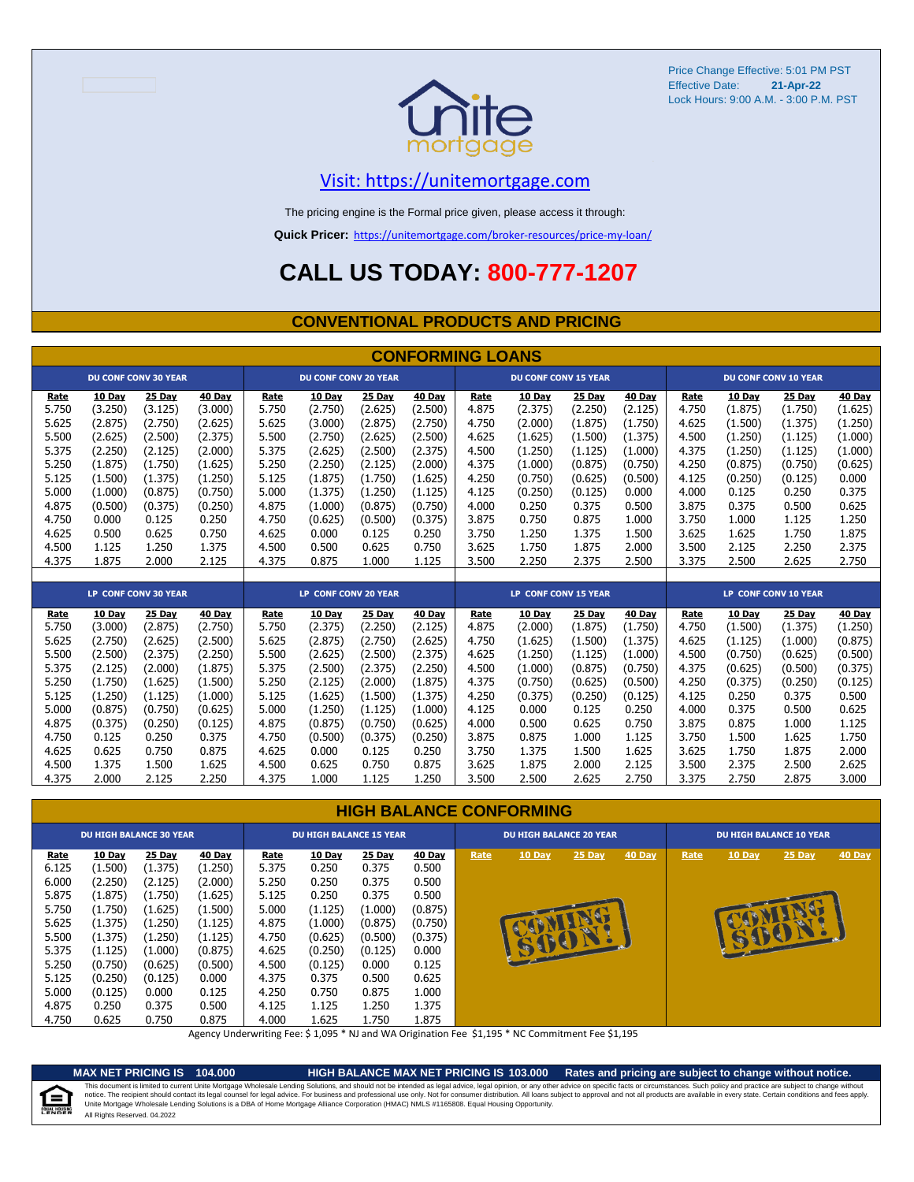Price Change Effective: 5:01 PM PST
Effective Date: **21-Apr-22**
Lock Hours: 9:00 A.M. - 3:00 P.M. PST

unite mortgage

[Visit: https://unitemortgage.com](https://unitemortgage.com)

The pricing engine is the Formal price given, please access it through:

**Quick Pricer:** https://unitemortgage.com/broker-resources/price-my-loan/

# CALL US TODAY: 800-777-1207

## CONVENTIONAL PRODUCTS AND PRICING

## CONFORMING LOANS

| DU CONF CONV 30 YEAR | | | | DU CONF CONV 20 YEAR | | | | DU CONF CONV 15 YEAR | | | | DU CONF CONV 10 YEAR | | | |
|---|---|---|---|---|---|---|---|---|---|---|---|---|---|---|---|
| Rate | 10 Day | 25 Day | 40 Day | Rate | 10 Day | 25 Day | 40 Day | Rate | 10 Day | 25 Day | 40 Day | Rate | 10 Day | 25 Day | 40 Day |
| 5.750 | (3.250) | (3.125) | (3.000) | 5.750 | (2.750) | (2.625) | (2.500) | 4.875 | (2.375) | (2.250) | (2.125) | 4.750 | (1.875) | (1.750) | (1.625) |
| 5.625 | (2.875) | (2.750) | (2.625) | 5.625 | (3.000) | (2.875) | (2.750) | 4.750 | (2.000) | (1.875) | (1.750) | 4.625 | (1.500) | (1.375) | (1.250) |
| 5.500 | (2.625) | (2.500) | (2.375) | 5.500 | (2.750) | (2.625) | (2.500) | 4.625 | (1.625) | (1.500) | (1.375) | 4.500 | (1.250) | (1.125) | (1.000) |
| 5.375 | (2.250) | (2.125) | (2.000) | 5.375 | (2.625) | (2.500) | (2.375) | 4.500 | (1.250) | (1.125) | (1.000) | 4.375 | (1.250) | (1.125) | (1.000) |
| 5.250 | (1.875) | (1.750) | (1.625) | 5.250 | (2.250) | (2.125) | (2.000) | 4.375 | (1.000) | (0.875) | (0.750) | 4.250 | (0.875) | (0.750) | (0.625) |
| 5.125 | (1.500) | (1.375) | (1.250) | 5.125 | (1.875) | (1.750) | (1.625) | 4.250 | (0.750) | (0.625) | (0.500) | 4.125 | (0.250) | (0.125) | 0.000 |
| 5.000 | (1.000) | (0.875) | (0.750) | 5.000 | (1.375) | (1.250) | (1.125) | 4.125 | (0.250) | (0.125) | 0.000 | 4.000 | 0.125 | 0.250 | 0.375 |
| 4.875 | (0.500) | (0.375) | (0.250) | 4.875 | (1.000) | (0.875) | (0.750) | 4.000 | 0.250 | 0.375 | 0.500 | 3.875 | 0.375 | 0.500 | 0.625 |
| 4.750 | 0.000 | 0.125 | 0.250 | 4.750 | (0.625) | (0.500) | (0.375) | 3.875 | 0.750 | 0.875 | 1.000 | 3.750 | 1.000 | 1.125 | 1.250 |
| 4.625 | 0.500 | 0.625 | 0.750 | 4.625 | 0.000 | 0.125 | 0.250 | 3.750 | 1.250 | 1.375 | 1.500 | 3.625 | 1.625 | 1.750 | 1.875 |
| 4.500 | 1.125 | 1.250 | 1.375 | 4.500 | 0.500 | 0.625 | 0.750 | 3.625 | 1.750 | 1.875 | 2.000 | 3.500 | 2.125 | 2.250 | 2.375 |
| 4.375 | 1.875 | 2.000 | 2.125 | 4.375 | 0.875 | 1.000 | 1.125 | 3.500 | 2.250 | 2.375 | 2.500 | 3.375 | 2.500 | 2.625 | 2.750 |

| LP CONF CONV 30 YEAR | | | | LP CONF CONV 20 YEAR | | | | LP CONF CONV 15 YEAR | | | | LP CONF CONV 10 YEAR | | | |
|---|---|---|---|---|---|---|---|---|---|---|---|---|---|---|---|
| Rate | 10 Day | 25 Day | 40 Day | Rate | 10 Day | 25 Day | 40 Day | Rate | 10 Day | 25 Day | 40 Day | Rate | 10 Day | 25 Day | 40 Day |
| 5.750 | (3.000) | (2.875) | (2.750) | 5.750 | (2.375) | (2.250) | (2.125) | 4.875 | (2.000) | (1.875) | (1.750) | 4.750 | (1.500) | (1.375) | (1.250) |
| 5.625 | (2.750) | (2.625) | (2.500) | 5.625 | (2.875) | (2.750) | (2.625) | 4.750 | (1.625) | (1.500) | (1.375) | 4.625 | (1.125) | (1.000) | (0.875) |
| 5.500 | (2.500) | (2.375) | (2.250) | 5.500 | (2.625) | (2.500) | (2.375) | 4.625 | (1.250) | (1.125) | (1.000) | 4.500 | (0.750) | (0.625) | (0.500) |
| 5.375 | (2.125) | (2.000) | (1.875) | 5.375 | (2.500) | (2.375) | (2.250) | 4.500 | (1.000) | (0.875) | (0.750) | 4.375 | (0.625) | (0.500) | (0.375) |
| 5.250 | (1.750) | (1.625) | (1.500) | 5.250 | (2.125) | (2.000) | (1.875) | 4.375 | (0.750) | (0.625) | (0.500) | 4.250 | (0.375) | (0.250) | (0.125) |
| 5.125 | (1.250) | (1.125) | (1.000) | 5.125 | (1.625) | (1.500) | (1.375) | 4.250 | (0.375) | (0.250) | (0.125) | 4.125 | 0.250 | 0.375 | 0.500 |
| 5.000 | (0.875) | (0.750) | (0.625) | 5.000 | (1.250) | (1.125) | (1.000) | 4.125 | 0.000 | 0.125 | 0.250 | 4.000 | 0.375 | 0.500 | 0.625 |
| 4.875 | (0.375) | (0.250) | (0.125) | 4.875 | (0.875) | (0.750) | (0.625) | 4.000 | 0.500 | 0.625 | 0.750 | 3.875 | 0.875 | 1.000 | 1.125 |
| 4.750 | 0.125 | 0.250 | 0.375 | 4.750 | (0.500) | (0.375) | (0.250) | 3.875 | 0.875 | 1.000 | 1.125 | 3.750 | 1.500 | 1.625 | 1.750 |
| 4.625 | 0.625 | 0.750 | 0.875 | 4.625 | 0.000 | 0.125 | 0.250 | 3.750 | 1.375 | 1.500 | 1.625 | 3.625 | 1.750 | 1.875 | 2.000 |
| 4.500 | 1.375 | 1.500 | 1.625 | 4.500 | 0.625 | 0.750 | 0.875 | 3.625 | 1.875 | 2.000 | 2.125 | 3.500 | 2.375 | 2.500 | 2.625 |
| 4.375 | 2.000 | 2.125 | 2.250 | 4.375 | 1.000 | 1.125 | 1.250 | 3.500 | 2.500 | 2.625 | 2.750 | 3.375 | 2.750 | 2.875 | 3.000 |

## HIGH BALANCE CONFORMING

| DU HIGH BALANCE 30 YEAR | | | | DU HIGH BALANCE 15 YEAR | | | | DU HIGH BALANCE 20 YEAR | | | | DU HIGH BALANCE 10 YEAR | | | |
|---|---|---|---|---|---|---|---|---|---|---|---|---|---|---|---|
| Rate | 10 Day | 25 Day | 40 Day | Rate | 10 Day | 25 Day | 40 Day | Rate | 10 Day | 25 Day | 40 Day | Rate | 10 Day | 25 Day | 40 Day |
| 6.125 | (1.500) | (1.375) | (1.250) | 5.375 | 0.250 | 0.375 | 0.500 | COMING SOON! | | | | COMING SOON! | | | |
| 6.000 | (2.250) | (2.125) | (2.000) | 5.250 | 0.250 | 0.375 | 0.500 | | | | | | | | |
| 5.875 | (1.875) | (1.750) | (1.625) | 5.125 | 0.250 | 0.375 | 0.500 | | | | | | | | |
| 5.750 | (1.750) | (1.625) | (1.500) | 5.000 | (1.125) | (1.000) | (0.875) | | | | | | | | |
| 5.625 | (1.375) | (1.250) | (1.125) | 4.875 | (1.000) | (0.875) | (0.750) | | | | | | | | |
| 5.500 | (1.375) | (1.250) | (1.125) | 4.750 | (0.625) | (0.500) | (0.375) | | | | | | | | |
| 5.375 | (1.125) | (1.000) | (0.875) | 4.625 | (0.250) | (0.125) | 0.000 | | | | | | | | |
| 5.250 | (0.750) | (0.625) | (0.500) | 4.500 | (0.125) | 0.000 | 0.125 | | | | | | | | |
| 5.125 | (0.250) | (0.125) | 0.000 | 4.375 | 0.375 | 0.500 | 0.625 | | | | | | | | |
| 5.000 | (0.125) | 0.000 | 0.125 | 4.250 | 0.750 | 0.875 | 1.000 | | | | | | | | |
| 4.875 | 0.250 | 0.375 | 0.500 | 4.125 | 1.125 | 1.250 | 1.375 | | | | | | | | |
| 4.750 | 0.625 | 0.750 | 0.875 | 4.000 | 1.625 | 1.750 | 1.875 | | | | | | | | |

Agency Underwriting Fee: $ 1,095 * NJ and WA Origination Fee $1,195 * NC Commitment Fee $1,195

**MAX NET PRICING IS 104.000** **HIGH BALANCE MAX NET PRICING IS 103.000** **Rates and pricing are subject to change without notice.**

This document is limited to current Unite Mortgage Wholesale Lending Solutions, and should not be intended as legal advice, legal opinion, or any other advice on specific facts or circumstances. Such policy and practice are subject to change without notice. The recipient should contact its legal counsel for legal advice. For business and professional use only. Not for consumer distribution. All loans subject to approval and not all products are available in every state. Certain conditions and fees apply. Unite Mortgage Wholesale Lending Solutions is a DBA of Home Mortgage Alliance Corporation (HMAC) NMLS #1165808. Equal Housing Opportunity.
All Rights Reserved. 04.2022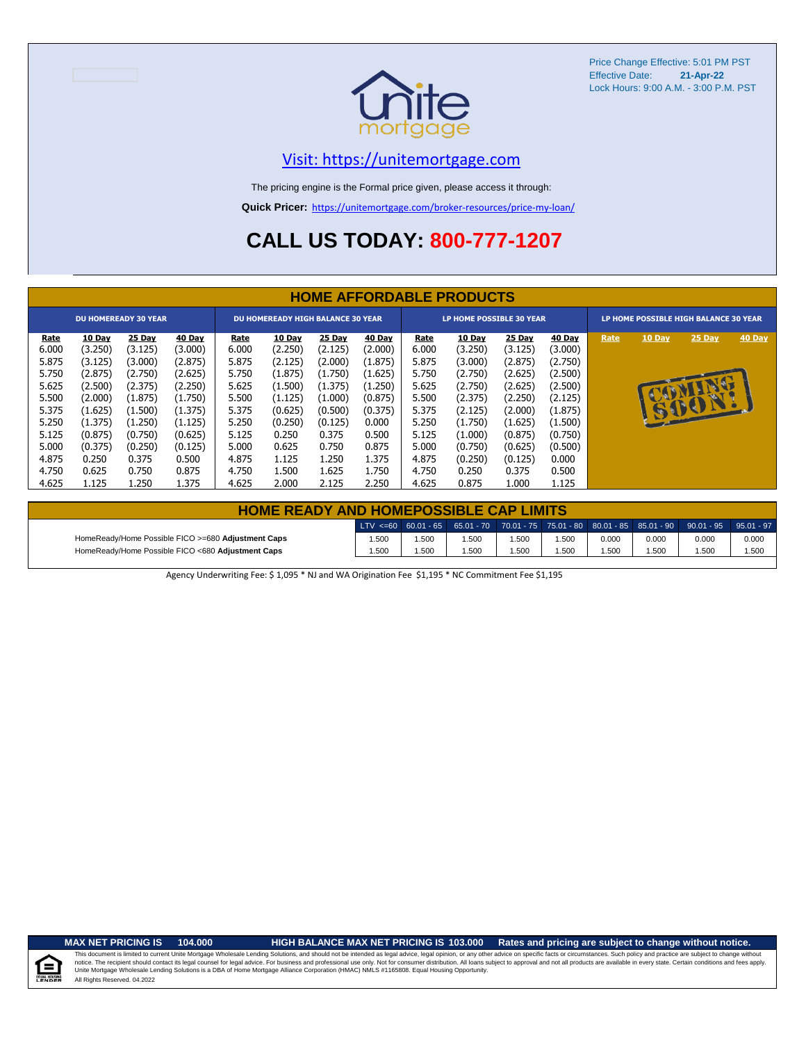Price Change Effective: 5:01 PM PST
Effective Date: **21-Apr-22**
Lock Hours: 9:00 A.M. - 3:00 P.M. PST

unite mortgage

Visit: https://unitemortgage.com

The pricing engine is the Formal price given, please access it through:

**Quick Pricer:** https://unitemortgage.com/broker-resources/price-my-loan/

# CALL US TODAY: 800-777-1207

## HOME AFFORDABLE PRODUCTS

| DU HOMEREADY 30 YEAR | | | | DU HOMEREADY HIGH BALANCE 30 YEAR | | | | LP HOME POSSIBLE 30 YEAR | | | | LP HOME POSSIBLE HIGH BALANCE 30 YEAR | | | |
|---|---|---|---|---|---|---|---|---|---|---|---|---|---|---|---|
| Rate | 10 Day | 25 Day | 40 Day | Rate | 10 Day | 25 Day | 40 Day | Rate | 10 Day | 25 Day | 40 Day | Rate | 10 Day | 25 Day | 40 Day |
| 6.000 | (3.250) | (3.125) | (3.000) | 6.000 | (2.250) | (2.125) | (2.000) | 6.000 | (3.250) | (3.125) | (3.000) | COMING SOON! | | | |
| 5.875 | (3.125) | (3.000) | (2.875) | 5.875 | (2.125) | (2.000) | (1.875) | 5.875 | (3.000) | (2.875) | (2.750) | | | | |
| 5.750 | (2.875) | (2.750) | (2.625) | 5.750 | (1.875) | (1.750) | (1.625) | 5.750 | (2.750) | (2.625) | (2.500) | | | | |
| 5.625 | (2.500) | (2.375) | (2.250) | 5.625 | (1.500) | (1.375) | (1.250) | 5.625 | (2.750) | (2.625) | (2.500) | | | | |
| 5.500 | (2.000) | (1.875) | (1.750) | 5.500 | (1.125) | (1.000) | (0.875) | 5.500 | (2.375) | (2.250) | (2.125) | | | | |
| 5.375 | (1.625) | (1.500) | (1.375) | 5.375 | (0.625) | (0.500) | (0.375) | 5.375 | (2.125) | (2.000) | (1.875) | | | | |
| 5.250 | (1.375) | (1.250) | (1.125) | 5.250 | (0.250) | (0.125) | 0.000 | 5.250 | (1.750) | (1.625) | (1.500) | | | | |
| 5.125 | (0.875) | (0.750) | (0.625) | 5.125 | 0.250 | 0.375 | 0.500 | 5.125 | (1.000) | (0.875) | (0.750) | | | | |
| 5.000 | (0.375) | (0.250) | (0.125) | 5.000 | 0.625 | 0.750 | 0.875 | 5.000 | (0.750) | (0.625) | (0.500) | | | | |
| 4.875 | 0.250 | 0.375 | 0.500 | 4.875 | 1.125 | 1.250 | 1.375 | 4.875 | (0.250) | (0.125) | 0.000 | | | | |
| 4.750 | 0.625 | 0.750 | 0.875 | 4.750 | 1.500 | 1.625 | 1.750 | 4.750 | 0.250 | 0.375 | 0.500 | | | | |
| 4.625 | 1.125 | 1.250 | 1.375 | 4.625 | 2.000 | 2.125 | 2.250 | 4.625 | 0.875 | 1.000 | 1.125 | | | | |

## HOME READY AND HOMEPOSSIBLE CAP LIMITS

| | LTV <=60 | 60.01 - 65 | 65.01 - 70 | 70.01 - 75 | 75.01 - 80 | 80.01 - 85 | 85.01 - 90 | 90.01 - 95 | 95.01 - 97 |
|---|---|---|---|---|---|---|---|---|---|
| HomeReady/Home Possible FICO >=680 **Adjustment Caps** | 1.500 | 1.500 | 1.500 | 1.500 | 1.500 | 0.000 | 0.000 | 0.000 | 0.000 |
| HomeReady/Home Possible FICO <680 **Adjustment Caps** | 1.500 | 1.500 | 1.500 | 1.500 | 1.500 | 1.500 | 1.500 | 1.500 | 1.500 |

Agency Underwriting Fee: $ 1,095 * NJ and WA Origination Fee $1,195 * NC Commitment Fee $1,195

**MAX NET PRICING IS 104.000** **HIGH BALANCE MAX NET PRICING IS 103.000** **Rates and pricing are subject to change without notice.**

This document is limited to current Unite Mortgage Wholesale Lending Solutions, and should not be intended as legal advice, legal opinion, or any other advice on specific facts or circumstances. Such policy and practice are subject to change without notice. The recipient should contact its legal counsel for legal advice. For business and professional use only. Not for consumer distribution. All loans subject to approval and not all products are available in every state. Certain conditions and fees apply. Unite Mortgage Wholesale Lending Solutions is a DBA of Home Mortgage Alliance Corporation (HMAC) NMLS #1165808. Equal Housing Opportunity.
All Rights Reserved. 04.2022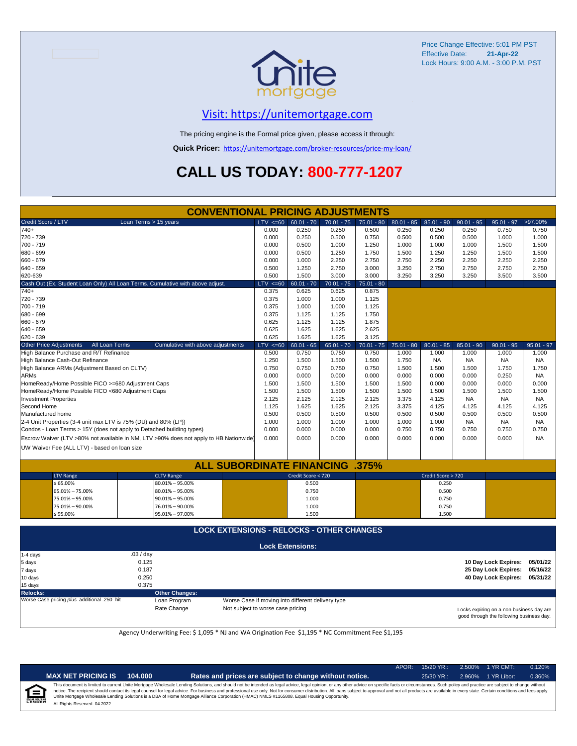Price Change Effective: 5:01 PM PST
Effective Date: **21-Apr-22**
Lock Hours: 9:00 A.M. - 3:00 P.M. PST

unite mortgage

## Visit: https://unitemortgage.com

The pricing engine is the Formal price given, please access it through:

**Quick Pricer:** https://unitemortgage.com/broker-resources/price-my-loan/

# CALL US TODAY: 800-777-1207

## CONVENTIONAL PRICING ADJUSTMENTS

| Credit Score / LTV — Loan Terms > 15 years | LTV <=60 | 60.01 - 70 | 70.01 - 75 | 75.01 - 80 | 80.01 - 85 | 85.01 - 90 | 90.01 - 95 | 95.01 - 97 | >97.00% |
|---|---|---|---|---|---|---|---|---|---|
| 740+ | 0.000 | 0.250 | 0.250 | 0.500 | 0.250 | 0.250 | 0.250 | 0.750 | 0.750 |
| 720 - 739 | 0.000 | 0.250 | 0.500 | 0.750 | 0.500 | 0.500 | 0.500 | 1.000 | 1.000 |
| 700 - 719 | 0.000 | 0.500 | 1.000 | 1.250 | 1.000 | 1.000 | 1.000 | 1.500 | 1.500 |
| 680 - 699 | 0.000 | 0.500 | 1.250 | 1.750 | 1.500 | 1.250 | 1.250 | 1.500 | 1.500 |
| 660 - 679 | 0.000 | 1.000 | 2.250 | 2.750 | 2.750 | 2.250 | 2.250 | 2.250 | 2.250 |
| 640 - 659 | 0.500 | 1.250 | 2.750 | 3.000 | 3.250 | 2.750 | 2.750 | 2.750 | 2.750 |
| 620-639 | 0.500 | 1.500 | 3.000 | 3.000 | 3.250 | 3.250 | 3.250 | 3.500 | 3.500 |

| Cash Out (Ex. Student Loan Only) All Loan Terms. Cumulative with above adjust. | LTV <=60 | 60.01 - 70 | 70.01 - 75 | 75.01 - 80 |
|---|---|---|---|---|
| 740+ | 0.375 | 0.625 | 0.625 | 0.875 |
| 720 - 739 | 0.375 | 1.000 | 1.000 | 1.125 |
| 700 - 719 | 0.375 | 1.000 | 1.000 | 1.125 |
| 680 - 699 | 0.375 | 1.125 | 1.125 | 1.750 |
| 660 - 679 | 0.625 | 1.125 | 1.125 | 1.875 |
| 640 - 659 | 0.625 | 1.625 | 1.625 | 2.625 |
| 620 - 639 | 0.625 | 1.625 | 1.625 | 3.125 |

| Other Price Adjustments — All Loan Terms — Cumulative with above adjustments | LTV <=60 | 60.01 - 65 | 65.01 - 70 | 70.01 - 75 | 75.01 - 80 | 80.01 - 85 | 85.01 - 90 | 90.01 - 95 | 95.01 - 97 |
|---|---|---|---|---|---|---|---|---|---|
| High Balance Purchase and R/T Refinance | 0.500 | 0.750 | 0.750 | 0.750 | 1.000 | 1.000 | 1.000 | 1.000 | 1.000 |
| High Balance Cash-Out Refinance | 1.250 | 1.500 | 1.500 | 1.500 | 1.750 | NA | NA | NA | NA |
| High Balance ARMs (Adjustment Based on CLTV) | 0.750 | 0.750 | 0.750 | 0.750 | 1.500 | 1.500 | 1.500 | 1.750 | 1.750 |
| ARMs | 0.000 | 0.000 | 0.000 | 0.000 | 0.000 | 0.000 | 0.000 | 0.250 | NA |
| HomeReady/Home Possible FICO >=680 Adjustment Caps | 1.500 | 1.500 | 1.500 | 1.500 | 1.500 | 0.000 | 0.000 | 0.000 | 0.000 |
| HomeReady/Home Possible FICO <680 Adjustment Caps | 1.500 | 1.500 | 1.500 | 1.500 | 1.500 | 1.500 | 1.500 | 1.500 | 1.500 |
| Investment Properties | 2.125 | 2.125 | 2.125 | 2.125 | 3.375 | 4.125 | NA | NA | NA |
| Second Home | 1.125 | 1.625 | 1.625 | 2.125 | 3.375 | 4.125 | 4.125 | 4.125 | 4.125 |
| Manufactured home | 0.500 | 0.500 | 0.500 | 0.500 | 0.500 | 0.500 | 0.500 | 0.500 | 0.500 |
| 2-4 Unit Properties (3-4 unit max LTV is 75% (DU) and 80% (LP)) | 1.000 | 1.000 | 1.000 | 1.000 | 1.000 | 1.000 | NA | NA | NA |
| Condos - Loan Terms > 15Y (does not apply to Detached building types) | 0.000 | 0.000 | 0.000 | 0.000 | 0.750 | 0.750 | 0.750 | 0.750 | 0.750 |
| Escrow Waiver (LTV >80% not available in NM, LTV >90% does not apply to HB Nationwide) | 0.000 | 0.000 | 0.000 | 0.000 | 0.000 | 0.000 | 0.000 | 0.000 | NA |
| UW Waiver Fee (ALL LTV) - based on loan size | | | | | | | | | |

## ALL SUBORDINATE FINANCING .375%

| LTV Range | CLTV Range | Credit Score < 720 | Credit Score > 720 |
|---|---|---|---|
| ≤ 65.00% | 80.01% – 95.00% | 0.500 | 0.250 |
| 65.01% – 75.00% | 80.01% – 95.00% | 0.750 | 0.500 |
| 75.01% – 95.00% | 90.01% – 95.00% | 1.000 | 0.750 |
| 75.01% – 90.00% | 76.01% – 90.00% | 1.000 | 0.750 |
| ≤ 95.00% | 95.01% – 97.00% | 1.500 | 1.500 |

## LOCK EXTENSIONS - RELOCKS - OTHER CHANGES

### Lock Extensions:

| Days | Cost |
|---|---|
| 1-4 days | .03 / day |
| 5 days | 0.125 |
| 7 days | 0.187 |
| 10 days | 0.250 |
| 15 days | 0.375 |

**10 Day Lock Expires:** 05/01/22
**25 Day Lock Expires:** 05/16/22
**40 Day Lock Expires:** 05/31/22

**Relocks:**
Worse Case pricing *plus* additional .250 hit

**Other Changes:**

| | |
|---|---|
| Loan Program | Worse Case if moving into different delivery type |
| Rate Change | Not subject to worse case pricing |

Locks expiring on a non business day are good through the following business day.

Agency Underwriting Fee: $ 1,095 * NJ and WA Origination Fee $1,195 * NC Commitment Fee $1,195

**MAX NET PRICING IS 104.000** — **Rates and prices are subject to change without notice.**

| APOR: | 15/20 YR.: | 2.500% | 1 YR CMT: | 0.120% |
|---|---|---|---|---|
| | 25/30 YR.: | 2.960% | 1 YR Libor: | 0.360% |

This document is limited to current Unite Mortgage Wholesale Lending Solutions, and should not be intended as legal advice, legal opinion, or any other advice on specific facts or circumstances. Such policy and practice are subject to change without notice. The recipient should contact its legal counsel for legal advice. For business and professional use only. Not for consumer distribution. All loans subject to approval and not all products are available in every state. Certain conditions and fees apply. Unite Mortgage Wholesale Lending Solutions is a DBA of Home Mortgage Alliance Corporation (HMAC) NMLS #1165808. Equal Housing Opportunity.
All Rights Reserved. 04.2022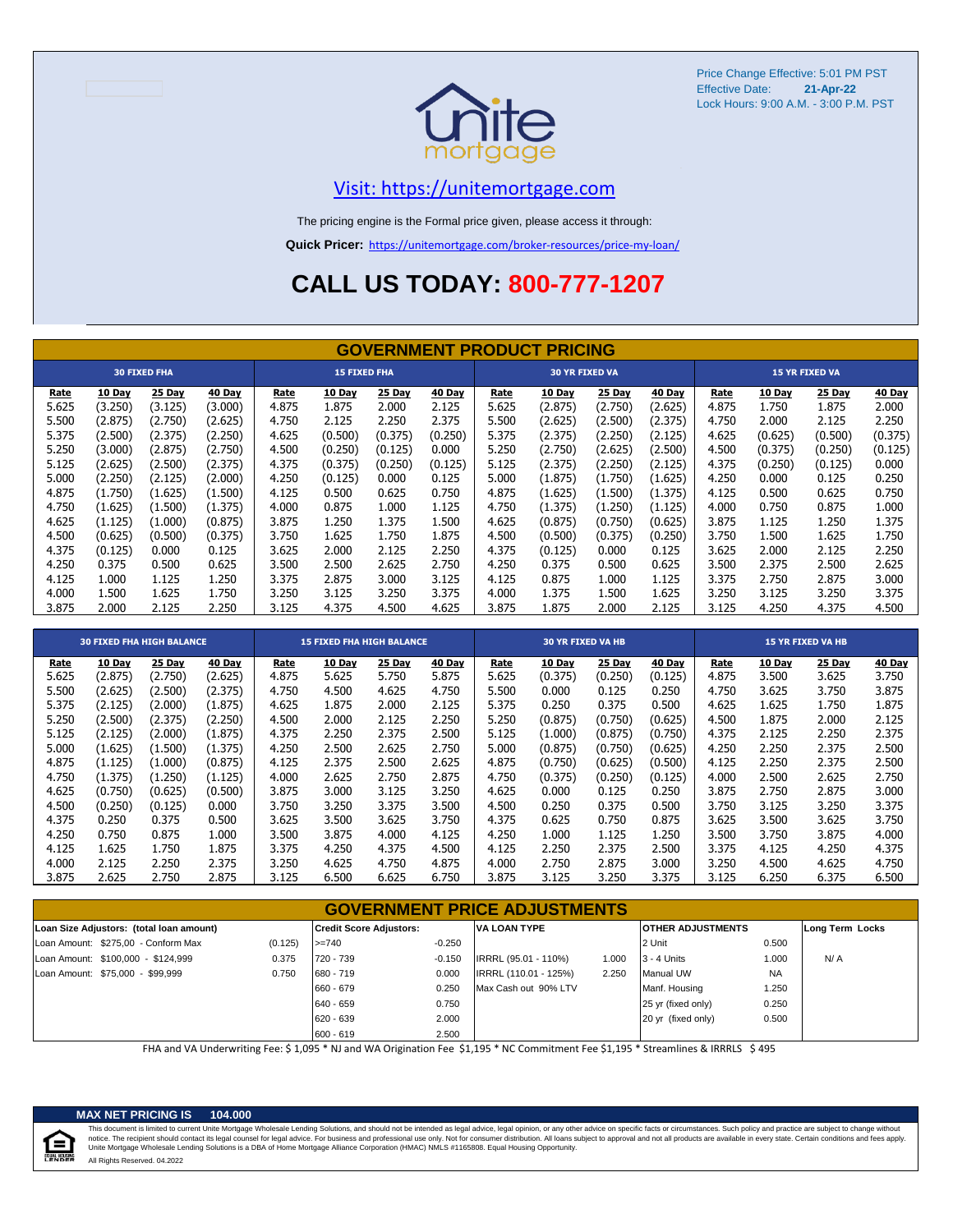Price Change Effective: 5:01 PM PST
Effective Date: **21-Apr-22**
Lock Hours: 9:00 A.M. - 3:00 P.M. PST

Visit: https://unitemortgage.com

The pricing engine is the Formal price given, please access it through:

**Quick Pricer:** https://unitemortgage.com/broker-resources/price-my-loan/

# CALL US TODAY: 800-777-1207

## GOVERNMENT PRODUCT PRICING

| 30 FIXED FHA | | | | 15 FIXED FHA | | | | 30 YR FIXED VA | | | | 15 YR FIXED VA | | | |
|---|---|---|---|---|---|---|---|---|---|---|---|---|---|---|---|
| Rate | 10 Day | 25 Day | 40 Day | Rate | 10 Day | 25 Day | 40 Day | Rate | 10 Day | 25 Day | 40 Day | Rate | 10 Day | 25 Day | 40 Day |
| 5.625 | (3.250) | (3.125) | (3.000) | 4.875 | 1.875 | 2.000 | 2.125 | 5.625 | (2.875) | (2.750) | (2.625) | 4.875 | 1.750 | 1.875 | 2.000 |
| 5.500 | (2.875) | (2.750) | (2.625) | 4.750 | 2.125 | 2.250 | 2.375 | 5.500 | (2.625) | (2.500) | (2.375) | 4.750 | 2.000 | 2.125 | 2.250 |
| 5.375 | (2.500) | (2.375) | (2.250) | 4.625 | (0.500) | (0.375) | (0.250) | 5.375 | (2.375) | (2.250) | (2.125) | 4.625 | (0.625) | (0.500) | (0.375) |
| 5.250 | (3.000) | (2.875) | (2.750) | 4.500 | (0.250) | (0.125) | 0.000 | 5.250 | (2.750) | (2.625) | (2.500) | 4.500 | (0.375) | (0.250) | (0.125) |
| 5.125 | (2.625) | (2.500) | (2.375) | 4.375 | (0.375) | (0.250) | (0.125) | 5.125 | (2.375) | (2.250) | (2.125) | 4.375 | (0.250) | (0.125) | 0.000 |
| 5.000 | (2.250) | (2.125) | (2.000) | 4.250 | (0.125) | 0.000 | 0.125 | 5.000 | (1.875) | (1.750) | (1.625) | 4.250 | 0.000 | 0.125 | 0.250 |
| 4.875 | (1.750) | (1.625) | (1.500) | 4.125 | 0.500 | 0.625 | 0.750 | 4.875 | (1.625) | (1.500) | (1.375) | 4.125 | 0.500 | 0.625 | 0.750 |
| 4.750 | (1.625) | (1.500) | (1.375) | 4.000 | 0.875 | 1.000 | 1.125 | 4.750 | (1.375) | (1.250) | (1.125) | 4.000 | 0.750 | 0.875 | 1.000 |
| 4.625 | (1.125) | (1.000) | (0.875) | 3.875 | 1.250 | 1.375 | 1.500 | 4.625 | (0.875) | (0.750) | (0.625) | 3.875 | 1.125 | 1.250 | 1.375 |
| 4.500 | (0.625) | (0.500) | (0.375) | 3.750 | 1.625 | 1.750 | 1.875 | 4.500 | (0.500) | (0.375) | (0.250) | 3.750 | 1.500 | 1.625 | 1.750 |
| 4.375 | (0.125) | 0.000 | 0.125 | 3.625 | 2.000 | 2.125 | 2.250 | 4.375 | (0.125) | 0.000 | 0.125 | 3.625 | 2.000 | 2.125 | 2.250 |
| 4.250 | 0.375 | 0.500 | 0.625 | 3.500 | 2.500 | 2.625 | 2.750 | 4.250 | 0.375 | 0.500 | 0.625 | 3.500 | 2.375 | 2.500 | 2.625 |
| 4.125 | 1.000 | 1.125 | 1.250 | 3.375 | 2.875 | 3.000 | 3.125 | 4.125 | 0.875 | 1.000 | 1.125 | 3.375 | 2.750 | 2.875 | 3.000 |
| 4.000 | 1.500 | 1.625 | 1.750 | 3.250 | 3.125 | 3.250 | 3.375 | 4.000 | 1.375 | 1.500 | 1.625 | 3.250 | 3.125 | 3.250 | 3.375 |
| 3.875 | 2.000 | 2.125 | 2.250 | 3.125 | 4.375 | 4.500 | 4.625 | 3.875 | 1.875 | 2.000 | 2.125 | 3.125 | 4.250 | 4.375 | 4.500 |

| 30 FIXED FHA HIGH BALANCE | | | | 15 FIXED FHA HIGH BALANCE | | | | 30 YR FIXED VA HB | | | | 15 YR FIXED VA HB | | | |
|---|---|---|---|---|---|---|---|---|---|---|---|---|---|---|---|
| Rate | 10 Day | 25 Day | 40 Day | Rate | 10 Day | 25 Day | 40 Day | Rate | 10 Day | 25 Day | 40 Day | Rate | 10 Day | 25 Day | 40 Day |
| 5.625 | (2.875) | (2.750) | (2.625) | 4.875 | 5.625 | 5.750 | 5.875 | 5.625 | (0.375) | (0.250) | (0.125) | 4.875 | 3.500 | 3.625 | 3.750 |
| 5.500 | (2.625) | (2.500) | (2.375) | 4.750 | 4.500 | 4.625 | 4.750 | 5.500 | 0.000 | 0.125 | 0.250 | 4.750 | 3.625 | 3.750 | 3.875 |
| 5.375 | (2.125) | (2.000) | (1.875) | 4.625 | 1.875 | 2.000 | 2.125 | 5.375 | 0.250 | 0.375 | 0.500 | 4.625 | 1.625 | 1.750 | 1.875 |
| 5.250 | (2.500) | (2.375) | (2.250) | 4.500 | 2.000 | 2.125 | 2.250 | 5.250 | (0.875) | (0.750) | (0.625) | 4.500 | 1.875 | 2.000 | 2.125 |
| 5.125 | (2.125) | (2.000) | (1.875) | 4.375 | 2.250 | 2.375 | 2.500 | 5.125 | (1.000) | (0.875) | (0.750) | 4.375 | 2.125 | 2.250 | 2.375 |
| 5.000 | (1.625) | (1.500) | (1.375) | 4.250 | 2.500 | 2.625 | 2.750 | 5.000 | (0.875) | (0.750) | (0.625) | 4.250 | 2.250 | 2.375 | 2.500 |
| 4.875 | (1.125) | (1.000) | (0.875) | 4.125 | 2.375 | 2.500 | 2.625 | 4.875 | (0.750) | (0.625) | (0.500) | 4.125 | 2.250 | 2.375 | 2.500 |
| 4.750 | (1.375) | (1.250) | (1.125) | 4.000 | 2.625 | 2.750 | 2.875 | 4.750 | (0.375) | (0.250) | (0.125) | 4.000 | 2.500 | 2.625 | 2.750 |
| 4.625 | (0.750) | (0.625) | (0.500) | 3.875 | 3.000 | 3.125 | 3.250 | 4.625 | 0.000 | 0.125 | 0.250 | 3.875 | 2.750 | 2.875 | 3.000 |
| 4.500 | (0.250) | (0.125) | 0.000 | 3.750 | 3.250 | 3.375 | 3.500 | 4.500 | 0.250 | 0.375 | 0.500 | 3.750 | 3.125 | 3.250 | 3.375 |
| 4.375 | 0.250 | 0.375 | 0.500 | 3.625 | 3.500 | 3.625 | 3.750 | 4.375 | 0.625 | 0.750 | 0.875 | 3.625 | 3.500 | 3.625 | 3.750 |
| 4.250 | 0.750 | 0.875 | 1.000 | 3.500 | 3.875 | 4.000 | 4.125 | 4.250 | 1.000 | 1.125 | 1.250 | 3.500 | 3.750 | 3.875 | 4.000 |
| 4.125 | 1.625 | 1.750 | 1.875 | 3.375 | 4.250 | 4.375 | 4.500 | 4.125 | 2.250 | 2.375 | 2.500 | 3.375 | 4.125 | 4.250 | 4.375 |
| 4.000 | 2.125 | 2.250 | 2.375 | 3.250 | 4.625 | 4.750 | 4.875 | 4.000 | 2.750 | 2.875 | 3.000 | 3.250 | 4.500 | 4.625 | 4.750 |
| 3.875 | 2.625 | 2.750 | 2.875 | 3.125 | 6.500 | 6.625 | 6.750 | 3.875 | 3.125 | 3.250 | 3.375 | 3.125 | 6.250 | 6.375 | 6.500 |

## GOVERNMENT PRICE ADJUSTMENTS

| Loan Size Adjustors: (total loan amount) | | Credit Score Adjustors: | | VA LOAN TYPE | | OTHER ADJUSTMENTS | | Long Term Locks |
|---|---|---|---|---|---|---|---|---|
| Loan Amount: $275,000 - Conform Max | (0.125) | >=740 | -0.250 | | | 2 Unit | 0.500 | |
| Loan Amount: $100,000 - $124,999 | 0.375 | 720 - 739 | -0.150 | IRRRL (95.01 - 110%) | 1.000 | 3 - 4 Units | 1.000 | N/ A |
| Loan Amount: $75,000 - $99,999 | 0.750 | 680 - 719 | 0.000 | IRRRL (110.01 - 125%) | 2.250 | Manual UW | NA | |
| | | 660 - 679 | 0.250 | Max Cash out 90% LTV | | Manf. Housing | 1.250 | |
| | | 640 - 659 | 0.750 | | | 25 yr (fixed only) | 0.250 | |
| | | 620 - 639 | 2.000 | | | 20 yr (fixed only) | 0.500 | |
| | | 600 - 619 | 2.500 | | | | | |

FHA and VA Underwriting Fee: $ 1,095 * NJ and WA Origination Fee $1,195 * NC Commitment Fee $1,195 * Streamlines & IRRRLS $ 495

**MAX NET PRICING IS 104.000**

This document is limited to current Unite Mortgage Wholesale Lending Solutions, and should not be intended as legal advice, legal opinion, or any other advice on specific facts or circumstances. Such policy and practice are subject to change without notice. The recipient should contact its legal counsel for legal advice. For business and professional use only. Not for consumer distribution. All loans subject to approval and not all products are available in every state. Certain conditions and fees apply. Unite Mortgage Wholesale Lending Solutions is a DBA of Home Mortgage Alliance Corporation (HMAC) NMLS #1165808. Equal Housing Opportunity.

All Rights Reserved. 04.2022